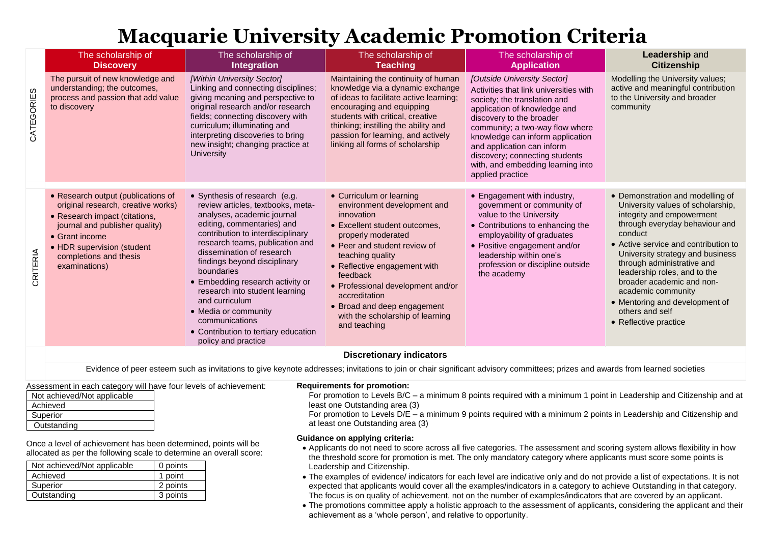# Macquarie University Academic Promotion Criteria

| | The scholarship of **Discovery** | The scholarship of **Integration** | The scholarship of **Teaching** | The scholarship of **Application** | **Leadership** and **Citizenship** |
|---|---|---|---|---|---|
| CATEGORIES | The pursuit of new knowledge and understanding; the outcomes, process and passion that add value to discovery | *[Within University Sector]* Linking and connecting disciplines; giving meaning and perspective to original research and/or research fields; connecting discovery with curriculum; illuminating and interpreting discoveries to bring new insight; changing practice at University | Maintaining the continuity of human knowledge via a dynamic exchange of ideas to facilitate active learning; encouraging and equipping students with critical, creative thinking; instilling the ability and passion for learning, and actively linking all forms of scholarship | *[Outside University Sector]* Activities that link universities with society; the translation and application of knowledge and discovery to the broader community; a two-way flow where knowledge can inform application and application can inform discovery; connecting students with, and embedding learning into applied practice | Modelling the University values; active and meaningful contribution to the University and broader community |
| CRITERIA | • Research output (publications of original research, creative works)<br>• Research impact (citations, journal and publisher quality)<br>• Grant income<br>• HDR supervision (student completions and thesis examinations) | • Synthesis of research (e.g. review articles, textbooks, meta-analyses, academic journal editing, commentaries) and contribution to interdisciplinary research teams, publication and dissemination of research findings beyond disciplinary boundaries<br>• Embedding research activity or research into student learning and curriculum<br>• Media or community communications<br>• Contribution to tertiary education policy and practice | • Curriculum or learning environment development and innovation<br>• Excellent student outcomes, properly moderated<br>• Peer and student review of teaching quality<br>• Reflective engagement with feedback<br>• Professional development and/or accreditation<br>• Broad and deep engagement with the scholarship of learning and teaching | • Engagement with industry, government or community of value to the University<br>• Contributions to enhancing the employability of graduates<br>• Positive engagement and/or leadership within one's profession or discipline outside the academy | • Demonstration and modelling of University values of scholarship, integrity and empowerment through everyday behaviour and conduct<br>• Active service and contribution to University strategy and business through administrative and leadership roles, and to the broader academic and non-academic community<br>• Mentoring and development of others and self<br>• Reflective practice |

**Discretionary indicators**

Evidence of peer esteem such as invitations to give keynote addresses; invitations to join or chair significant advisory committees; prizes and awards from learned societies

Assessment in each category will have four levels of achievement:

| Levels of achievement |
|---|
| Not achieved/Not applicable |
| Achieved |
| Superior |
| Outstanding |

Once a level of achievement has been determined, points will be allocated as per the following scale to determine an overall score:

| Level | Points |
|---|---|
| Not achieved/Not applicable | 0 points |
| Achieved | 1 point |
| Superior | 2 points |
| Outstanding | 3 points |

**Requirements for promotion:**

For promotion to Levels B/C – a minimum 8 points required with a minimum 1 point in Leadership and Citizenship and at least one Outstanding area (3)

For promotion to Levels D/E – a minimum 9 points required with a minimum 2 points in Leadership and Citizenship and at least one Outstanding area (3)

**Guidance on applying criteria:**

- Applicants do not need to score across all five categories. The assessment and scoring system allows flexibility in how the threshold score for promotion is met. The only mandatory category where applicants must score some points is Leadership and Citizenship.
- The examples of evidence/ indicators for each level are indicative only and do not provide a list of expectations. It is not expected that applicants would cover all the examples/indicators in a category to achieve Outstanding in that category. The focus is on quality of achievement, not on the number of examples/indicators that are covered by an applicant.
- The promotions committee apply a holistic approach to the assessment of applicants, considering the applicant and their achievement as a 'whole person', and relative to opportunity.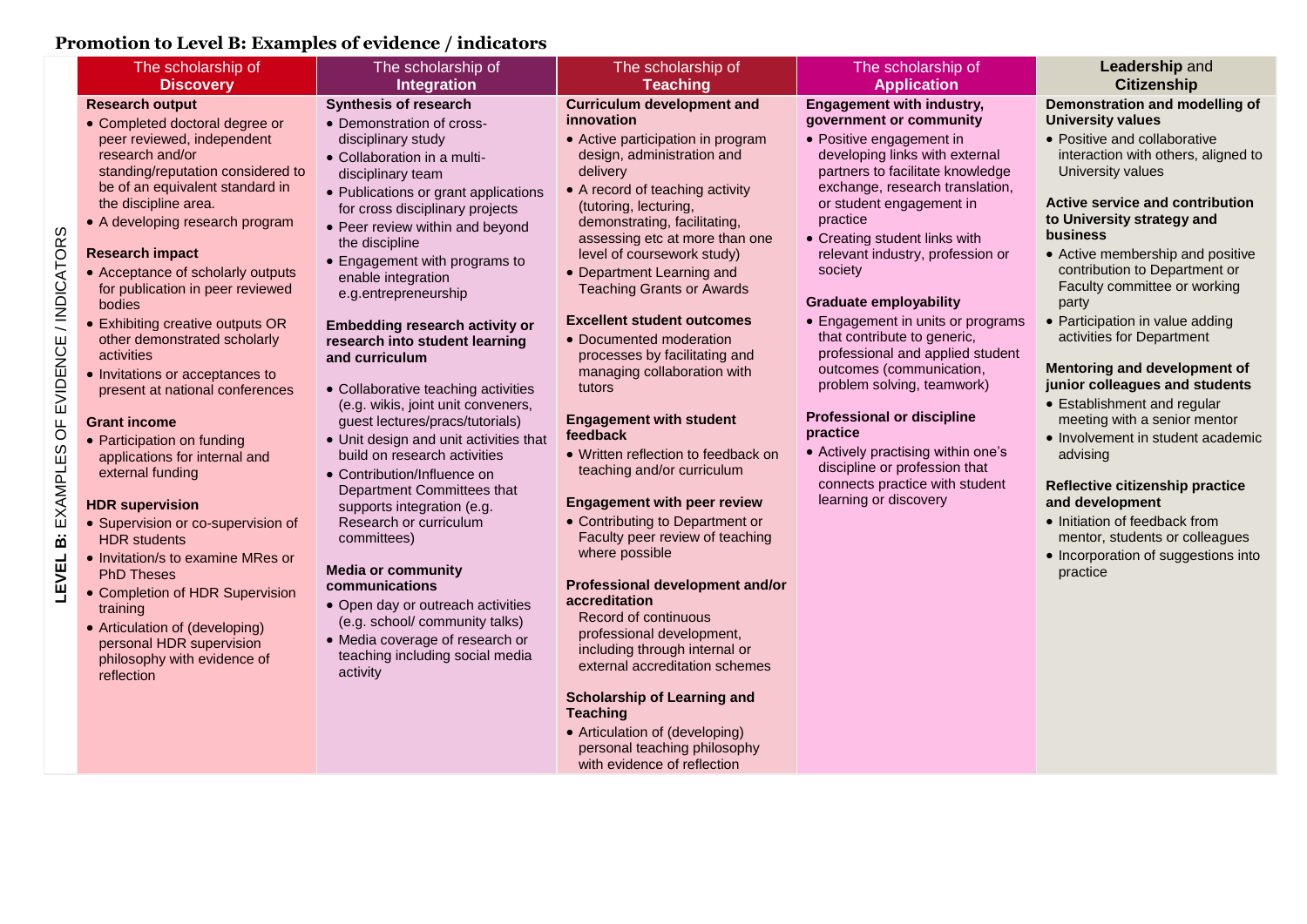## Promotion to Level B: Examples of evidence / indicators

| LEVEL B: EXAMPLES OF EVIDENCE / INDICATORS | The scholarship of **Discovery** | The scholarship of **Integration** | The scholarship of **Teaching** | The scholarship of **Application** | **Leadership** and **Citizenship** |
|---|---|---|---|---|---|
| | **Research output**<br>• Completed doctoral degree or peer reviewed, independent research and/or standing/reputation considered to be of an equivalent standard in the discipline area.<br>• A developing research program<br><br>**Research impact**<br>• Acceptance of scholarly outputs for publication in peer reviewed bodies<br>• Exhibiting creative outputs OR other demonstrated scholarly activities<br>• Invitations or acceptances to present at national conferences<br><br>**Grant income**<br>• Participation on funding applications for internal and external funding<br><br>**HDR supervision**<br>• Supervision or co-supervision of HDR students<br>• Invitation/s to examine MRes or PhD Theses<br>• Completion of HDR Supervision training<br>• Articulation of (developing) personal HDR supervision philosophy with evidence of reflection | **Synthesis of research**<br>• Demonstration of cross-disciplinary study<br>• Collaboration in a multi-disciplinary team<br>• Publications or grant applications for cross disciplinary projects<br>• Peer review within and beyond the discipline<br>• Engagement with programs to enable integration e.g.entrepreneurship<br><br>**Embedding research activity or research into student learning and curriculum**<br>• Collaborative teaching activities (e.g. wikis, joint unit conveners, guest lectures/pracs/tutorials)<br>• Unit design and unit activities that build on research activities<br>• Contribution/Influence on Department Committees that supports integration (e.g. Research or curriculum committees)<br><br>**Media or community communications**<br>• Open day or outreach activities (e.g. school/ community talks)<br>• Media coverage of research or teaching including social media activity | **Curriculum development and innovation**<br>• Active participation in program design, administration and delivery<br>• A record of teaching activity (tutoring, lecturing, demonstrating, facilitating, assessing etc at more than one level of coursework study)<br>• Department Learning and Teaching Grants or Awards<br><br>**Excellent student outcomes**<br>• Documented moderation processes by facilitating and managing collaboration with tutors<br><br>**Engagement with student feedback**<br>• Written reflection to feedback on teaching and/or curriculum<br><br>**Engagement with peer review**<br>• Contributing to Department or Faculty peer review of teaching where possible<br><br>**Professional development and/or accreditation**<br>Record of continuous professional development, including through internal or external accreditation schemes<br><br>**Scholarship of Learning and Teaching**<br>• Articulation of (developing) personal teaching philosophy with evidence of reflection | **Engagement with industry, government or community**<br>• Positive engagement in developing links with external partners to facilitate knowledge exchange, research translation, or student engagement in practice<br>• Creating student links with relevant industry, profession or society<br><br>**Graduate employability**<br>• Engagement in units or programs that contribute to generic, professional and applied student outcomes (communication, problem solving, teamwork)<br><br>**Professional or discipline practice**<br>• Actively practising within one's discipline or profession that connects practice with student learning or discovery | **Demonstration and modelling of University values**<br>• Positive and collaborative interaction with others, aligned to University values<br><br>**Active service and contribution to University strategy and business**<br>• Active membership and positive contribution to Department or Faculty committee or working party<br>• Participation in value adding activities for Department<br><br>**Mentoring and development of junior colleagues and students**<br>• Establishment and regular meeting with a senior mentor<br>• Involvement in student academic advising<br><br>**Reflective citizenship practice and development**<br>• Initiation of feedback from mentor, students or colleagues<br>• Incorporation of suggestions into practice |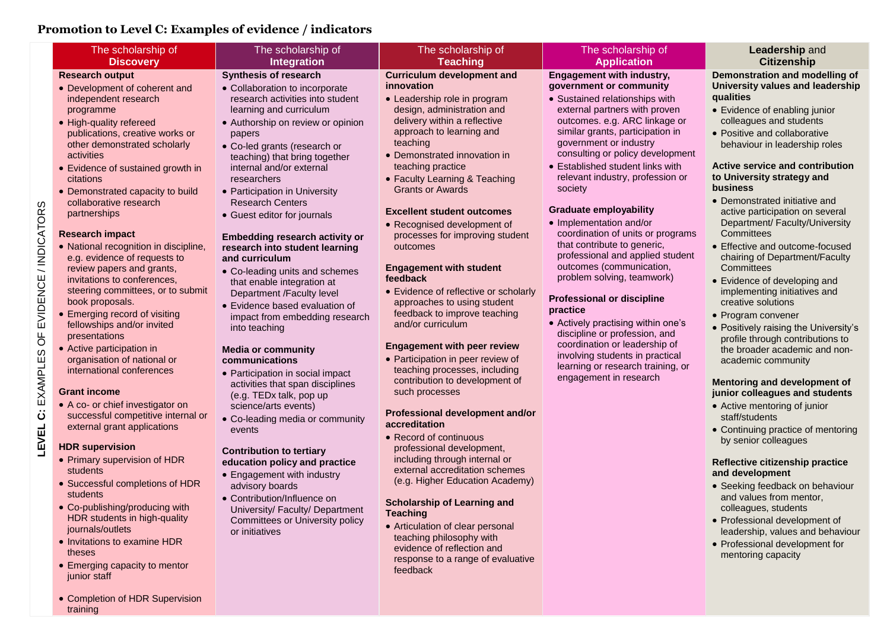## Promotion to Level C: Examples of evidence / indicators

**LEVEL C: EXAMPLES OF EVIDENCE / INDICATORS**

### The scholarship of Discovery

**Research output**

- Development of coherent and independent research programme
- High-quality refereed publications, creative works or other demonstrated scholarly activities
- Evidence of sustained growth in citations
- Demonstrated capacity to build collaborative research partnerships

**Research impact**

- National recognition in discipline, e.g. evidence of requests to review papers and grants, invitations to conferences, steering committees, or to submit book proposals.
- Emerging record of visiting fellowships and/or invited presentations
- Active participation in organisation of national or international conferences

**Grant income**

- A co- or chief investigator on successful competitive internal or external grant applications

**HDR supervision**

- Primary supervision of HDR students
- Successful completions of HDR students
- Co-publishing/producing with HDR students in high-quality journals/outlets
- Invitations to examine HDR theses
- Emerging capacity to mentor junior staff
- Completion of HDR Supervision training

### The scholarship of Integration

**Synthesis of research**

- Collaboration to incorporate research activities into student learning and curriculum
- Authorship on review or opinion papers
- Co-led grants (research or teaching) that bring together internal and/or external researchers
- Participation in University Research Centers
- Guest editor for journals

**Embedding research activity or research into student learning and curriculum**

- Co-leading units and schemes that enable integration at Department /Faculty level
- Evidence based evaluation of impact from embedding research into teaching

**Media or community communications**

- Participation in social impact activities that span disciplines (e.g. TEDx talk, pop up science/arts events)
- Co-leading media or community events

**Contribution to tertiary education policy and practice**

- Engagement with industry advisory boards
- Contribution/Influence on University/ Faculty/ Department Committees or University policy or initiatives

### The scholarship of Teaching

**Curriculum development and innovation**

- Leadership role in program design, administration and delivery within a reflective approach to learning and teaching
- Demonstrated innovation in teaching practice
- Faculty Learning & Teaching Grants or Awards

**Excellent student outcomes**

- Recognised development of processes for improving student outcomes

**Engagement with student feedback**

- Evidence of reflective or scholarly approaches to using student feedback to improve teaching and/or curriculum

**Engagement with peer review**

- Participation in peer review of teaching processes, including contribution to development of such processes

**Professional development and/or accreditation**

- Record of continuous professional development, including through internal or external accreditation schemes (e.g. Higher Education Academy)

**Scholarship of Learning and Teaching**

- Articulation of clear personal teaching philosophy with evidence of reflection and response to a range of evaluative feedback

### The scholarship of Application

**Engagement with industry, government or community**

- Sustained relationships with external partners with proven outcomes. e.g. ARC linkage or similar grants, participation in government or industry consulting or policy development
- Established student links with relevant industry, profession or society

**Graduate employability**

- Implementation and/or coordination of units or programs that contribute to generic, professional and applied student outcomes (communication, problem solving, teamwork)

**Professional or discipline practice**

- Actively practising within one's discipline or profession, and coordination or leadership of involving students in practical learning or research training, or engagement in research

### Leadership and Citizenship

**Demonstration and modelling of University values and leadership qualities**

- Evidence of enabling junior colleagues and students
- Positive and collaborative behaviour in leadership roles

**Active service and contribution to University strategy and business**

- Demonstrated initiative and active participation on several Department/ Faculty/University Committees
- Effective and outcome-focused chairing of Department/Faculty Committees
- Evidence of developing and implementing initiatives and creative solutions
- Program convener
- Positively raising the University's profile through contributions to the broader academic and non-academic community

**Mentoring and development of junior colleagues and students**

- Active mentoring of junior staff/students
- Continuing practice of mentoring by senior colleagues

**Reflective citizenship practice and development**

- Seeking feedback on behaviour and values from mentor, colleagues, students
- Professional development of leadership, values and behaviour
- Professional development for mentoring capacity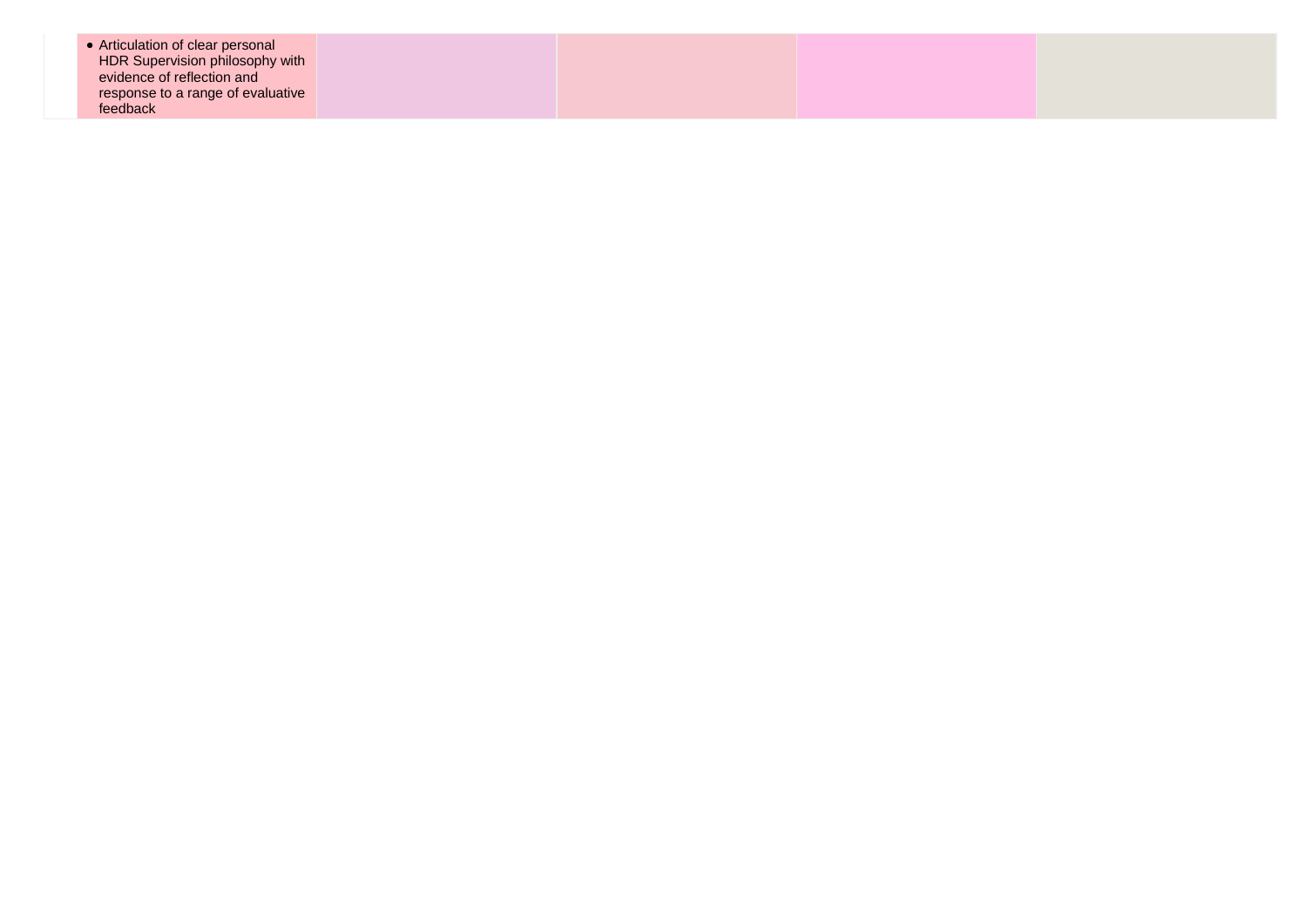| | | | | | |
|---|---|---|---|---|---|
| | • Articulation of clear personal HDR Supervision philosophy with evidence of reflection and response to a range of evaluative feedback | | | | |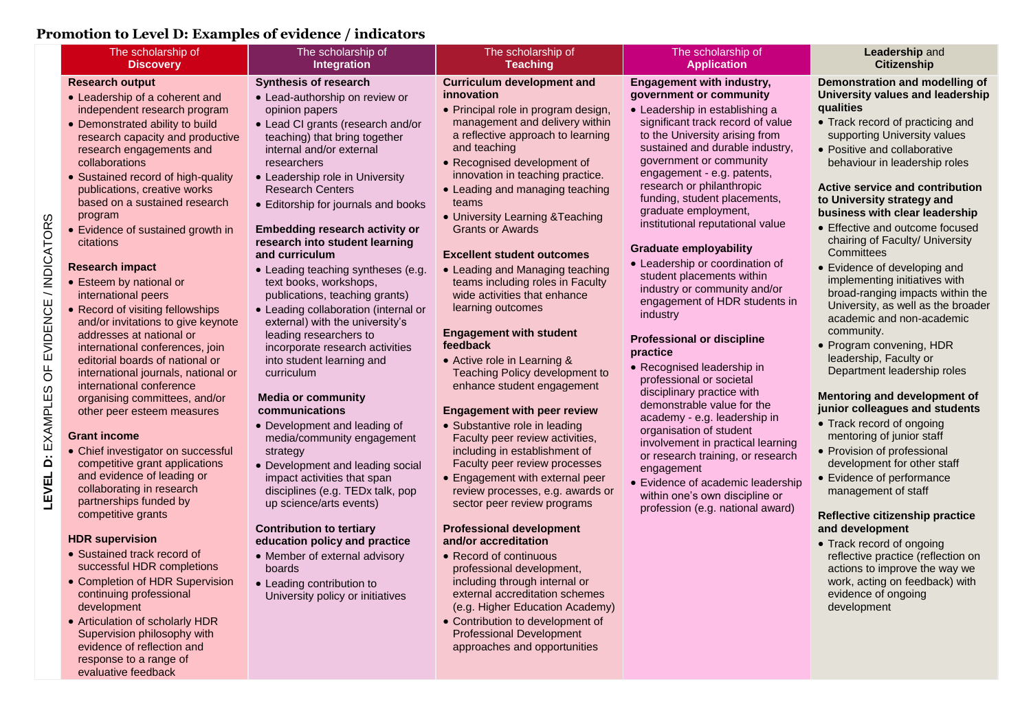## Promotion to Level D: Examples of evidence / indicators

**LEVEL D: EXAMPLES OF EVIDENCE / INDICATORS**

| The scholarship of **Discovery** | The scholarship of **Integration** | The scholarship of **Teaching** | The scholarship of **Application** | **Leadership** and **Citizenship** |
|---|---|---|---|---|
| **Research output**<br>• Leadership of a coherent and independent research program<br>• Demonstrated ability to build research capacity and productive research engagements and collaborations<br>• Sustained record of high-quality publications, creative works based on a sustained research program<br>• Evidence of sustained growth in citations<br><br>**Research impact**<br>• Esteem by national or international peers<br>• Record of visiting fellowships and/or invitations to give keynote addresses at national or international conferences, join editorial boards of national or international journals, national or international conference organising committees, and/or other peer esteem measures<br><br>**Grant income**<br>• Chief investigator on successful competitive grant applications and evidence of leading or collaborating in research partnerships funded by competitive grants<br><br>**HDR supervision**<br>• Sustained track record of successful HDR completions<br>• Completion of HDR Supervision continuing professional development<br>• Articulation of scholarly HDR Supervision philosophy with evidence of reflection and response to a range of evaluative feedback | **Synthesis of research**<br>• Lead-authorship on review or opinion papers<br>• Lead CI grants (research and/or teaching) that bring together internal and/or external researchers<br>• Leadership role in University Research Centers<br>• Editorship for journals and books<br><br>**Embedding research activity or research into student learning and curriculum**<br>• Leading teaching syntheses (e.g. text books, workshops, publications, teaching grants)<br>• Leading collaboration (internal or external) with the university's leading researchers to incorporate research activities into student learning and curriculum<br><br>**Media or community communications**<br>• Development and leading of media/community engagement strategy<br>• Development and leading social impact activities that span disciplines (e.g. TEDx talk, pop up science/arts events)<br><br>**Contribution to tertiary education policy and practice**<br>• Member of external advisory boards<br>• Leading contribution to University policy or initiatives | **Curriculum development and innovation**<br>• Principal role in program design, management and delivery within a reflective approach to learning and teaching<br>• Recognised development of innovation in teaching practice.<br>• Leading and managing teaching teams<br>• University Learning &Teaching Grants or Awards<br><br>**Excellent student outcomes**<br>• Leading and Managing teaching teams including roles in Faculty wide activities that enhance learning outcomes<br><br>**Engagement with student feedback**<br>• Active role in Learning & Teaching Policy development to enhance student engagement<br><br>**Engagement with peer review**<br>• Substantive role in leading Faculty peer review activities, including in establishment of Faculty peer review processes<br>• Engagement with external peer review processes, e.g. awards or sector peer review programs<br><br>**Professional development and/or accreditation**<br>• Record of continuous professional development, including through internal or external accreditation schemes (e.g. Higher Education Academy)<br>• Contribution to development of Professional Development approaches and opportunities | **Engagement with industry, government or community**<br>• Leadership in establishing a significant track record of value to the University arising from sustained and durable industry, government or community engagement - e.g. patents, research or philanthropic funding, student placements, graduate employment, institutional reputational value<br><br>**Graduate employability**<br>• Leadership or coordination of student placements within industry or community and/or engagement of HDR students in industry<br><br>**Professional or discipline practice**<br>• Recognised leadership in professional or societal disciplinary practice with demonstrable value for the academy - e.g. leadership in organisation of student involvement in practical learning or research training, or research engagement<br>• Evidence of academic leadership within one's own discipline or profession (e.g. national award) | **Demonstration and modelling of University values and leadership qualities**<br>• Track record of practicing and supporting University values<br>• Positive and collaborative behaviour in leadership roles<br><br>**Active service and contribution to University strategy and business with clear leadership**<br>• Effective and outcome focused chairing of Faculty/ University Committees<br>• Evidence of developing and implementing initiatives with broad-ranging impacts within the University, as well as the broader academic and non-academic community.<br>• Program convening, HDR leadership, Faculty or Department leadership roles<br><br>**Mentoring and development of junior colleagues and students**<br>• Track record of ongoing mentoring of junior staff<br>• Provision of professional development for other staff<br>• Evidence of performance management of staff<br><br>**Reflective citizenship practice and development**<br>• Track record of ongoing reflective practice (reflection on actions to improve the way we work, acting on feedback) with evidence of ongoing development |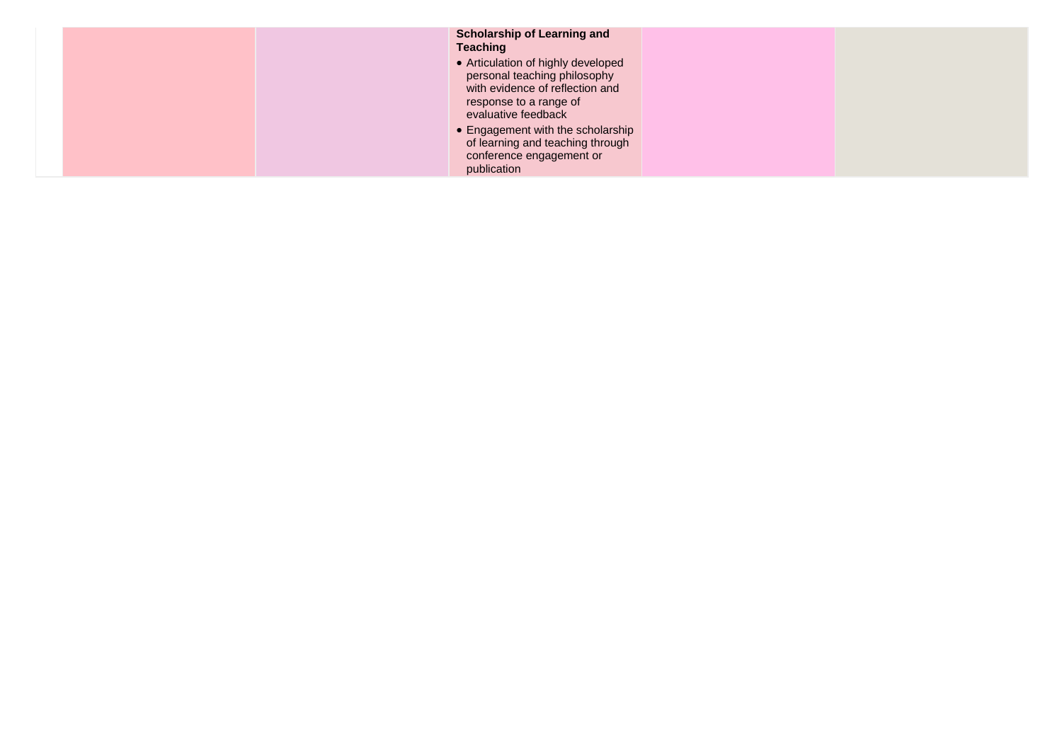| | | | | | |
|---|---|---|---|---|---|
| | | | **Scholarship of Learning and Teaching**<br>• Articulation of highly developed personal teaching philosophy with evidence of reflection and response to a range of evaluative feedback<br>• Engagement with the scholarship of learning and teaching through conference engagement or publication | | |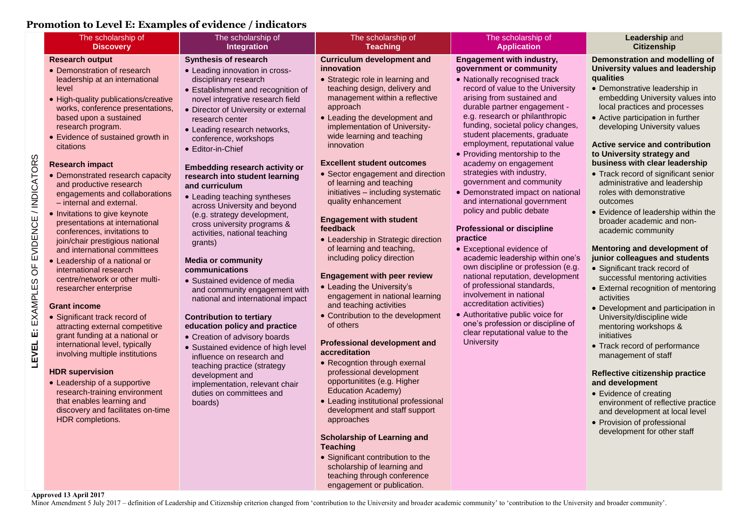## Promotion to Level E: Examples of evidence / indicators

**LEVEL E:** EXAMPLES OF EVIDENCE / INDICATORS

| The scholarship of **Discovery** | The scholarship of **Integration** | The scholarship of **Teaching** | The scholarship of **Application** | **Leadership** and **Citizenship** |
|---|---|---|---|---|
| **Research output**<br>• Demonstration of research leadership at an international level<br>• High-quality publications/creative works, conference presentations, based upon a sustained research program.<br>• Evidence of sustained growth in citations<br><br>**Research impact**<br>• Demonstrated research capacity and productive research engagements and collaborations – internal and external.<br>• Invitations to give keynote presentations at international conferences, invitations to join/chair prestigious national and international committees<br>• Leadership of a national or international research centre/network or other multi-researcher enterprise<br><br>**Grant income**<br>• Significant track record of attracting external competitive grant funding at a national or international level, typically involving multiple institutions<br><br>**HDR supervision**<br>• Leadership of a supportive research-training environment that enables learning and discovery and facilitates on-time HDR completions. | **Synthesis of research**<br>• Leading innovation in cross-disciplinary research<br>• Establishment and recognition of novel integrative research field<br>• Director of University or external research center<br>• Leading research networks, conference, workshops<br>• Editor-in-Chief<br><br>**Embedding research activity or research into student learning and curriculum**<br>• Leading teaching syntheses across University and beyond (e.g. strategy development, cross university programs & activities, national teaching grants)<br><br>**Media or community communications**<br>• Sustained evidence of media and community engagement with national and international impact<br><br>**Contribution to tertiary education policy and practice**<br>• Creation of advisory boards<br>• Sustained evidence of high level influence on research and teaching practice (strategy development and implementation, relevant chair duties on committees and boards) | **Curriculum development and innovation**<br>• Strategic role in learning and teaching design, delivery and management within a reflective approach<br>• Leading the development and implementation of University-wide learning and teaching innovation<br><br>**Excellent student outcomes**<br>• Sector engagement and direction of learning and teaching initiatives – including systematic quality enhancement<br><br>**Engagement with student feedback**<br>• Leadership in Strategic direction of learning and teaching, including policy direction<br><br>**Engagement with peer review**<br>• Leading the University's engagement in national learning and teaching activities<br>• Contribution to the development of others<br><br>**Professional development and accreditation**<br>• Recogntion through exernal professional development opportunitites (e.g. Higher Education Academy)<br>• Leading institutional professional development and staff support approaches<br><br>**Scholarship of Learning and Teaching**<br>• Significant contribution to the scholarship of learning and teaching through conference engagement or publication. | **Engagement with industry, government or community**<br>• Nationally recognised track record of value to the University arising from sustained and durable partner engagement - e.g. research or philanthropic funding, societal policy changes, student placements, graduate employment, reputational value<br>• Providing mentorship to the academy on engagement strategies with industry, government and community<br>• Demonstrated impact on national and international government policy and public debate<br><br>**Professional or discipline practice**<br>• Exceptional evidence of academic leadership within one's own discipline or profession (e.g. national reputation, development of professional standards, involvement in national accreditation activities)<br>• Authoritative public voice for one's profession or discipline of clear reputational value to the University | **Demonstration and modelling of University values and leadership qualities**<br>• Demonstrative leadership in embedding University values into local practices and processes<br>• Active participation in further developing University values<br><br>**Active service and contribution to University strategy and business with clear leadership**<br>• Track record of significant senior administrative and leadership roles with demonstrative outcomes<br>• Evidence of leadership within the broader academic and non-academic community<br><br>**Mentoring and development of junior colleagues and students**<br>• Significant track record of successful mentoring activities<br>• External recognition of mentoring activities<br>• Development and participation in University/discipline wide mentoring workshops & initiatives<br>• Track record of performance management of staff<br><br>**Reflective citizenship practice and development**<br>• Evidence of creating environment of reflective practice and development at local level<br>• Provision of professional development for other staff |

**Approved 13 April 2017**

Minor Amendment 5 July 2017 – definition of Leadership and Citizenship criterion changed from 'contribution to the University and broader academic community' to 'contribution to the University and broader community'.